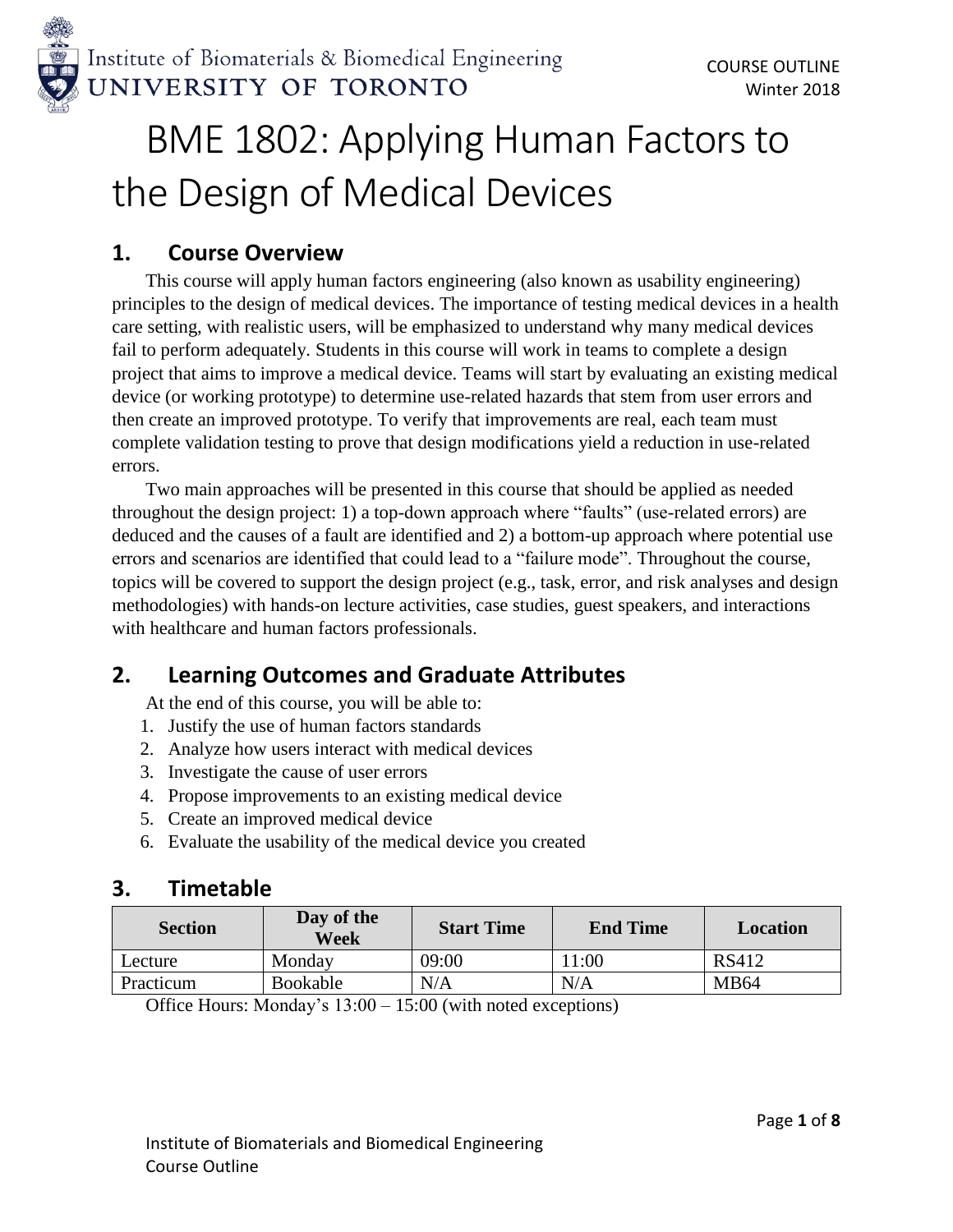Institute of Biomaterials & Biomedical Engineering
UNIVERSITY OF TORONTO

COURSE OUTLINE
Winter 2018

# BME 1802: Applying Human Factors to the Design of Medical Devices

## 1. Course Overview

This course will apply human factors engineering (also known as usability engineering) principles to the design of medical devices. The importance of testing medical devices in a health care setting, with realistic users, will be emphasized to understand why many medical devices fail to perform adequately. Students in this course will work in teams to complete a design project that aims to improve a medical device. Teams will start by evaluating an existing medical device (or working prototype) to determine use-related hazards that stem from user errors and then create an improved prototype. To verify that improvements are real, each team must complete validation testing to prove that design modifications yield a reduction in use-related errors.

Two main approaches will be presented in this course that should be applied as needed throughout the design project: 1) a top-down approach where "faults" (use-related errors) are deduced and the causes of a fault are identified and 2) a bottom-up approach where potential use errors and scenarios are identified that could lead to a "failure mode". Throughout the course, topics will be covered to support the design project (e.g., task, error, and risk analyses and design methodologies) with hands-on lecture activities, case studies, guest speakers, and interactions with healthcare and human factors professionals.

## 2. Learning Outcomes and Graduate Attributes

At the end of this course, you will be able to:

1. Justify the use of human factors standards
2. Analyze how users interact with medical devices
3. Investigate the cause of user errors
4. Propose improvements to an existing medical device
5. Create an improved medical device
6. Evaluate the usability of the medical device you created

## 3. Timetable

| Section | Day of the Week | Start Time | End Time | Location |
| --- | --- | --- | --- | --- |
| Lecture | Monday | 09:00 | 11:00 | RS412 |
| Practicum | Bookable | N/A | N/A | MB64 |

Office Hours: Monday's 13:00 – 15:00 (with noted exceptions)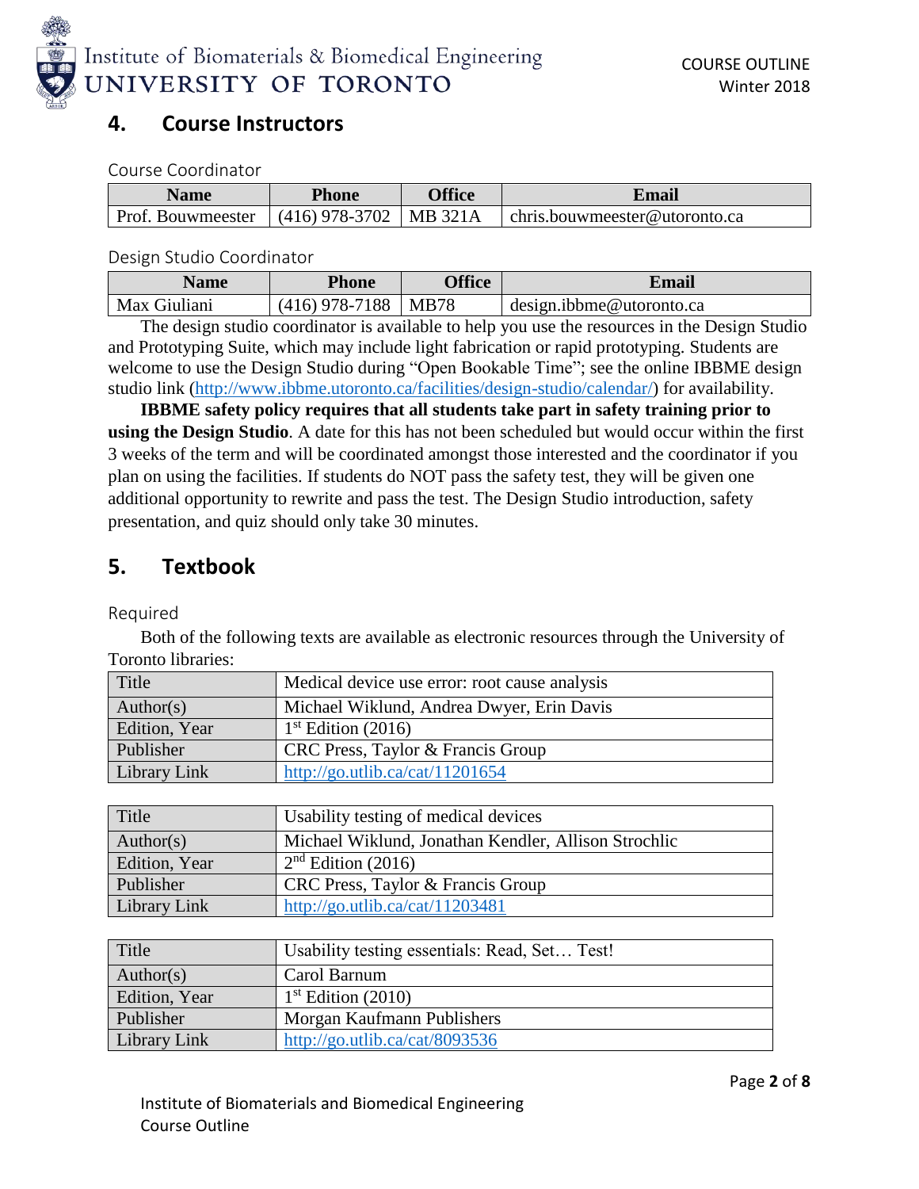## 4. Course Instructors

Course Coordinator

| Name | Phone | Office | Email |
|---|---|---|---|
| Prof. Bouwmeester | (416) 978-3702 | MB 321A | chris.bouwmeester@utoronto.ca |

Design Studio Coordinator

| Name | Phone | Office | Email |
|---|---|---|---|
| Max Giuliani | (416) 978-7188 | MB78 | design.ibbme@utoronto.ca |

The design studio coordinator is available to help you use the resources in the Design Studio and Prototyping Suite, which may include light fabrication or rapid prototyping. Students are welcome to use the Design Studio during "Open Bookable Time"; see the online IBBME design studio link (http://www.ibbme.utoronto.ca/facilities/design-studio/calendar/) for availability.

**IBBME safety policy requires that all students take part in safety training prior to using the Design Studio**. A date for this has not been scheduled but would occur within the first 3 weeks of the term and will be coordinated amongst those interested and the coordinator if you plan on using the facilities. If students do NOT pass the safety test, they will be given one additional opportunity to rewrite and pass the test. The Design Studio introduction, safety presentation, and quiz should only take 30 minutes.

## 5. Textbook

Required

Both of the following texts are available as electronic resources through the University of Toronto libraries:

| Title | Medical device use error: root cause analysis |
|---|---|
| Author(s) | Michael Wiklund, Andrea Dwyer, Erin Davis |
| Edition, Year | 1st Edition (2016) |
| Publisher | CRC Press, Taylor & Francis Group |
| Library Link | http://go.utlib.ca/cat/11201654 |

| Title | Usability testing of medical devices |
|---|---|
| Author(s) | Michael Wiklund, Jonathan Kendler, Allison Strochlic |
| Edition, Year | 2nd Edition (2016) |
| Publisher | CRC Press, Taylor & Francis Group |
| Library Link | http://go.utlib.ca/cat/11203481 |

| Title | Usability testing essentials: Read, Set… Test! |
|---|---|
| Author(s) | Carol Barnum |
| Edition, Year | 1st Edition (2010) |
| Publisher | Morgan Kaufmann Publishers |
| Library Link | http://go.utlib.ca/cat/8093536 |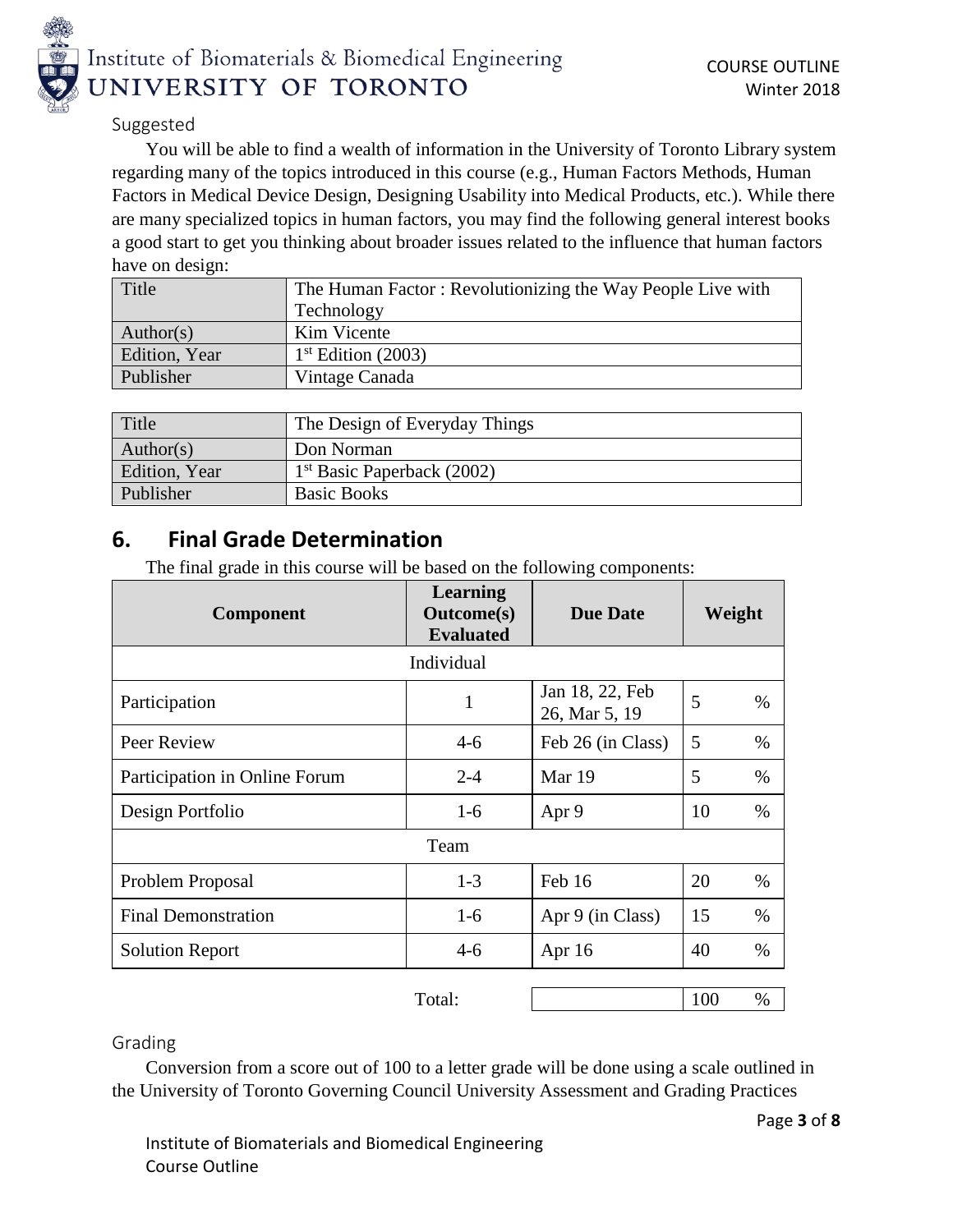### Suggested

You will be able to find a wealth of information in the University of Toronto Library system regarding many of the topics introduced in this course (e.g., Human Factors Methods, Human Factors in Medical Device Design, Designing Usability into Medical Products, etc.). While there are many specialized topics in human factors, you may find the following general interest books a good start to get you thinking about broader issues related to the influence that human factors have on design:

| Title | The Human Factor : Revolutionizing the Way People Live with Technology |
|---|---|
| Author(s) | Kim Vicente |
| Edition, Year | 1st Edition (2003) |
| Publisher | Vintage Canada |

| Title | The Design of Everyday Things |
|---|---|
| Author(s) | Don Norman |
| Edition, Year | 1st Basic Paperback (2002) |
| Publisher | Basic Books |

## 6. Final Grade Determination

The final grade in this course will be based on the following components:

| Component | Learning Outcome(s) Evaluated | Due Date | Weight |
|---|---|---|---|
| Individual | | | |
| Participation | 1 | Jan 18, 22, Feb 26, Mar 5, 19 | 5 % |
| Peer Review | 4-6 | Feb 26 (in Class) | 5 % |
| Participation in Online Forum | 2-4 | Mar 19 | 5 % |
| Design Portfolio | 1-6 | Apr 9 | 10 % |
| Team | | | |
| Problem Proposal | 1-3 | Feb 16 | 20 % |
| Final Demonstration | 1-6 | Apr 9 (in Class) | 15 % |
| Solution Report | 4-6 | Apr 16 | 40 % |
| | Total: | | 100 % |

### Grading

Conversion from a score out of 100 to a letter grade will be done using a scale outlined in the University of Toronto Governing Council University Assessment and Grading Practices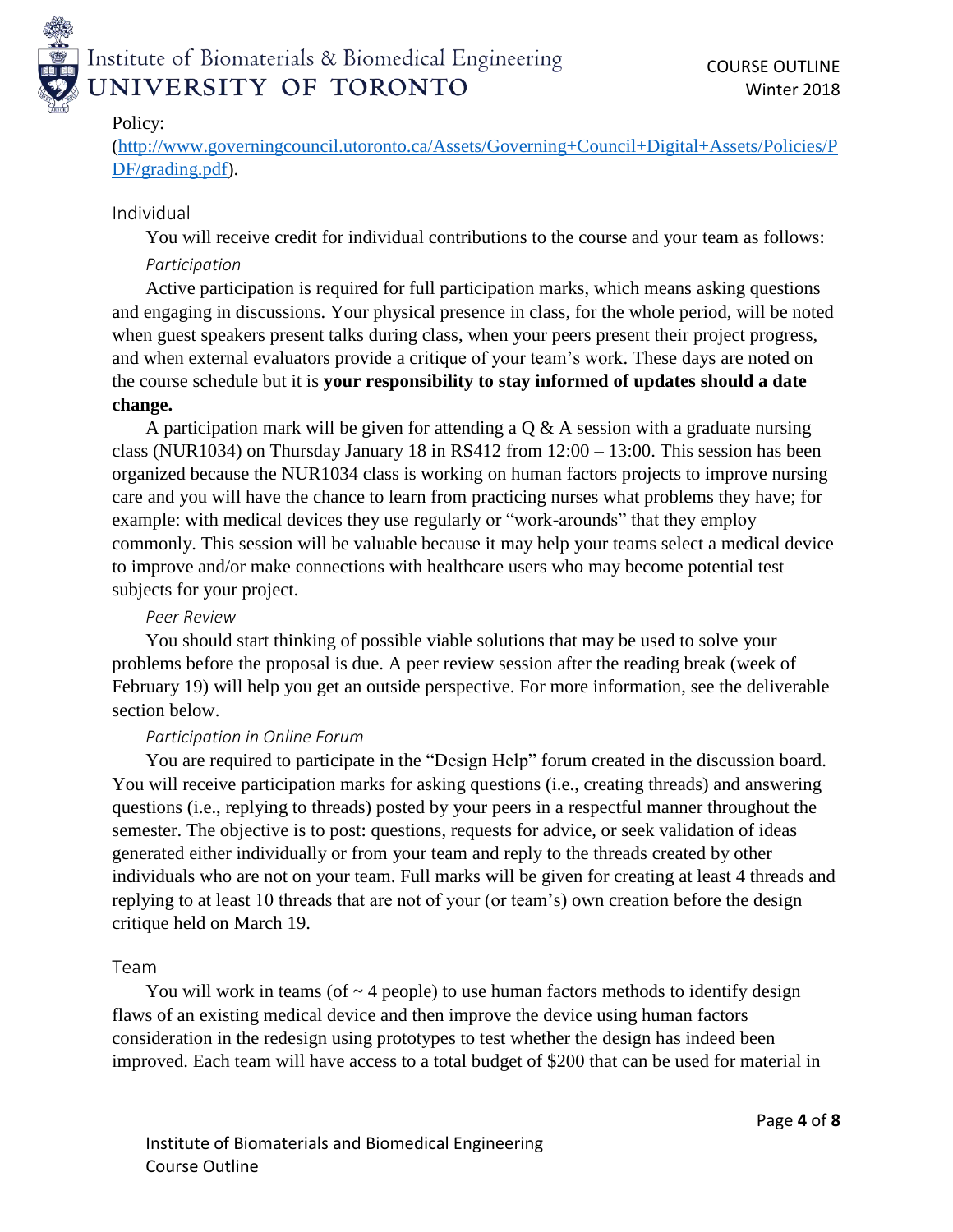Policy:
([http://www.governingcouncil.utoronto.ca/Assets/Governing+Council+Digital+Assets/Policies/PDF/grading.pdf](http://www.governingcouncil.utoronto.ca/Assets/Governing+Council+Digital+Assets/Policies/PDF/grading.pdf)).

## Individual

You will receive credit for individual contributions to the course and your team as follows:

### *Participation*

Active participation is required for full participation marks, which means asking questions and engaging in discussions. Your physical presence in class, for the whole period, will be noted when guest speakers present talks during class, when your peers present their project progress, and when external evaluators provide a critique of your team's work. These days are noted on the course schedule but it is **your responsibility to stay informed of updates should a date change.**

A participation mark will be given for attending a Q & A session with a graduate nursing class (NUR1034) on Thursday January 18 in RS412 from 12:00 – 13:00. This session has been organized because the NUR1034 class is working on human factors projects to improve nursing care and you will have the chance to learn from practicing nurses what problems they have; for example: with medical devices they use regularly or "work-arounds" that they employ commonly. This session will be valuable because it may help your teams select a medical device to improve and/or make connections with healthcare users who may become potential test subjects for your project.

### *Peer Review*

You should start thinking of possible viable solutions that may be used to solve your problems before the proposal is due. A peer review session after the reading break (week of February 19) will help you get an outside perspective. For more information, see the deliverable section below.

### *Participation in Online Forum*

You are required to participate in the "Design Help" forum created in the discussion board. You will receive participation marks for asking questions (i.e., creating threads) and answering questions (i.e., replying to threads) posted by your peers in a respectful manner throughout the semester. The objective is to post: questions, requests for advice, or seek validation of ideas generated either individually or from your team and reply to the threads created by other individuals who are not on your team. Full marks will be given for creating at least 4 threads and replying to at least 10 threads that are not of your (or team's) own creation before the design critique held on March 19.

## Team

You will work in teams (of ~ 4 people) to use human factors methods to identify design flaws of an existing medical device and then improve the device using human factors consideration in the redesign using prototypes to test whether the design has indeed been improved. Each team will have access to a total budget of $200 that can be used for material in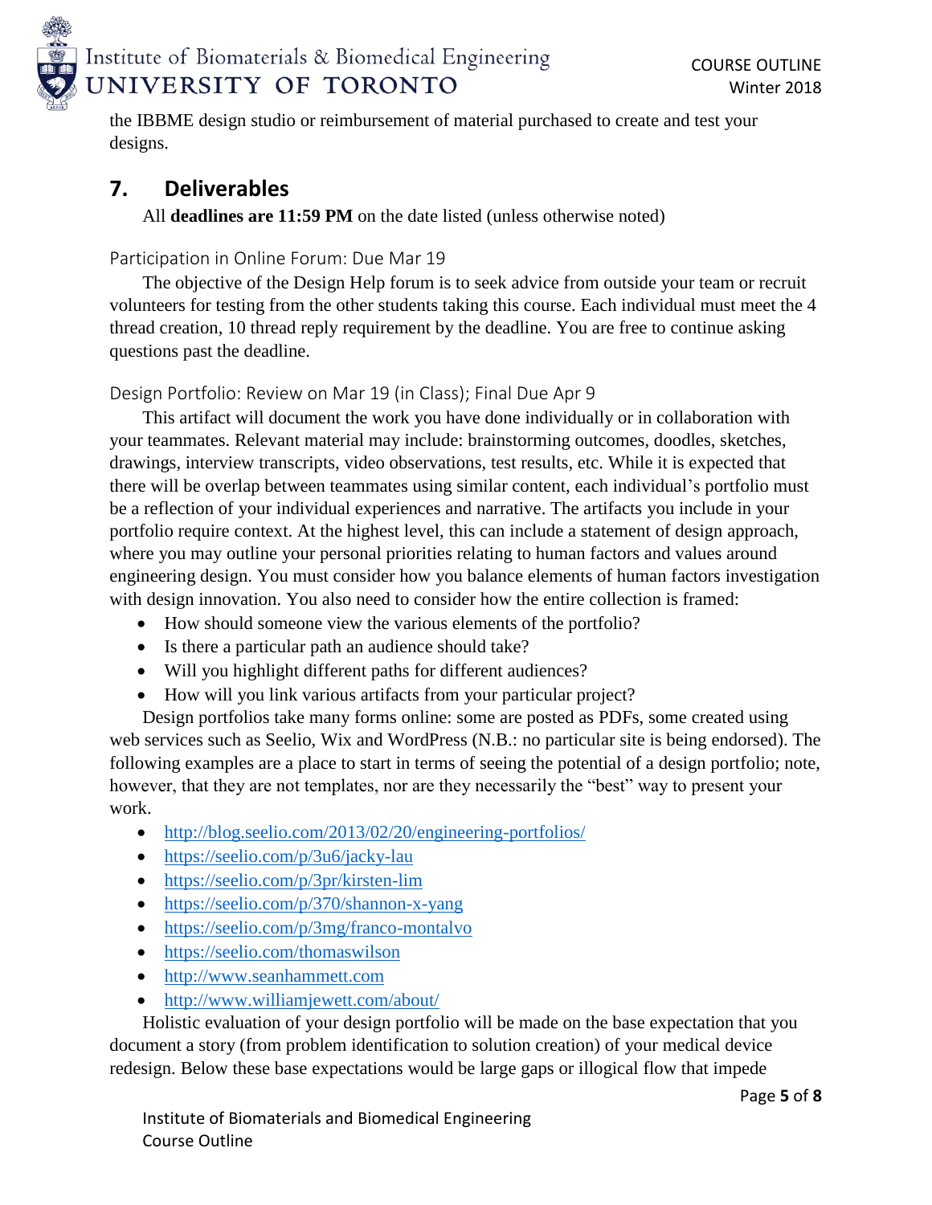the IBBME design studio or reimbursement of material purchased to create and test your designs.

## 7. Deliverables

All **deadlines are 11:59 PM** on the date listed (unless otherwise noted)

### Participation in Online Forum: Due Mar 19

The objective of the Design Help forum is to seek advice from outside your team or recruit volunteers for testing from the other students taking this course. Each individual must meet the 4 thread creation, 10 thread reply requirement by the deadline. You are free to continue asking questions past the deadline.

### Design Portfolio: Review on Mar 19 (in Class); Final Due Apr 9

This artifact will document the work you have done individually or in collaboration with your teammates. Relevant material may include: brainstorming outcomes, doodles, sketches, drawings, interview transcripts, video observations, test results, etc. While it is expected that there will be overlap between teammates using similar content, each individual's portfolio must be a reflection of your individual experiences and narrative. The artifacts you include in your portfolio require context. At the highest level, this can include a statement of design approach, where you may outline your personal priorities relating to human factors and values around engineering design. You must consider how you balance elements of human factors investigation with design innovation. You also need to consider how the entire collection is framed:

- How should someone view the various elements of the portfolio?
- Is there a particular path an audience should take?
- Will you highlight different paths for different audiences?
- How will you link various artifacts from your particular project?

Design portfolios take many forms online: some are posted as PDFs, some created using web services such as Seelio, Wix and WordPress (N.B.: no particular site is being endorsed). The following examples are a place to start in terms of seeing the potential of a design portfolio; note, however, that they are not templates, nor are they necessarily the "best" way to present your work.

- http://blog.seelio.com/2013/02/20/engineering-portfolios/
- https://seelio.com/p/3u6/jacky-lau
- https://seelio.com/p/3pr/kirsten-lim
- https://seelio.com/p/370/shannon-x-yang
- https://seelio.com/p/3mg/franco-montalvo
- https://seelio.com/thomaswilson
- http://www.seanhammett.com
- http://www.williamjewett.com/about/

Holistic evaluation of your design portfolio will be made on the base expectation that you document a story (from problem identification to solution creation) of your medical device redesign. Below these base expectations would be large gaps or illogical flow that impede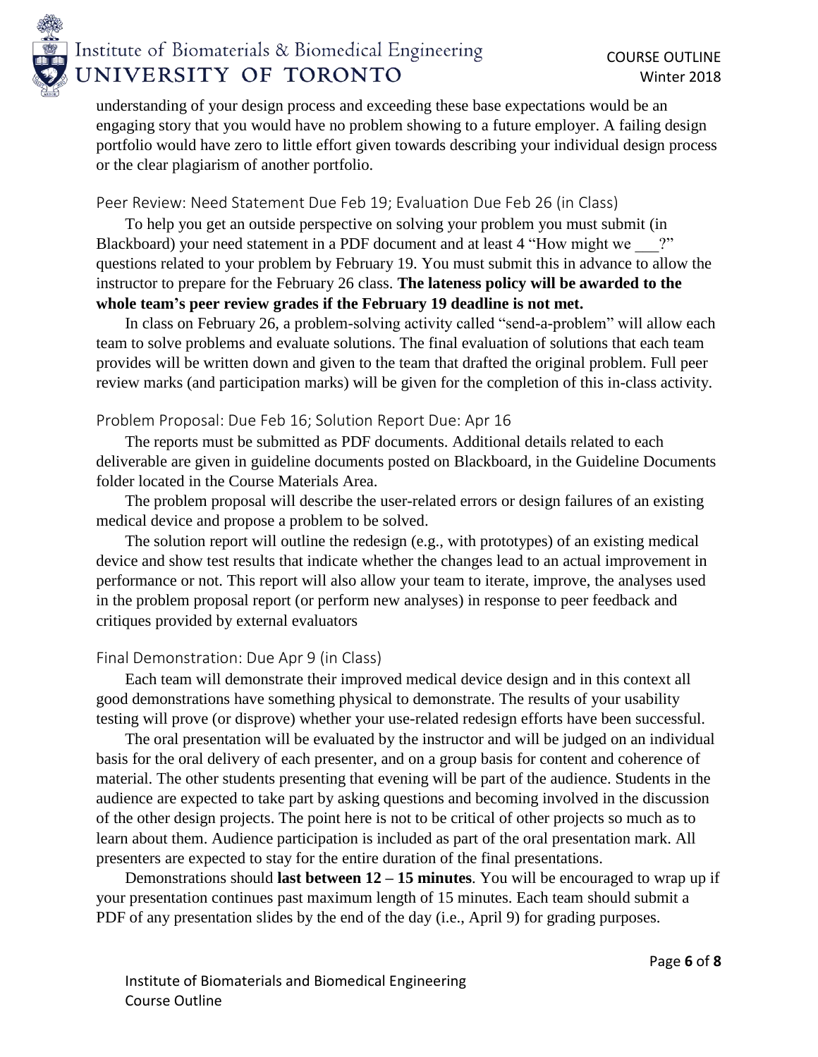understanding of your design process and exceeding these base expectations would be an engaging story that you would have no problem showing to a future employer. A failing design portfolio would have zero to little effort given towards describing your individual design process or the clear plagiarism of another portfolio.

### Peer Review: Need Statement Due Feb 19; Evaluation Due Feb 26 (in Class)

To help you get an outside perspective on solving your problem you must submit (in Blackboard) your need statement in a PDF document and at least 4 "How might we ___?" questions related to your problem by February 19. You must submit this in advance to allow the instructor to prepare for the February 26 class. **The lateness policy will be awarded to the whole team's peer review grades if the February 19 deadline is not met.**

In class on February 26, a problem-solving activity called "send-a-problem" will allow each team to solve problems and evaluate solutions. The final evaluation of solutions that each team provides will be written down and given to the team that drafted the original problem. Full peer review marks (and participation marks) will be given for the completion of this in-class activity.

### Problem Proposal: Due Feb 16; Solution Report Due: Apr 16

The reports must be submitted as PDF documents. Additional details related to each deliverable are given in guideline documents posted on Blackboard, in the Guideline Documents folder located in the Course Materials Area.

The problem proposal will describe the user-related errors or design failures of an existing medical device and propose a problem to be solved.

The solution report will outline the redesign (e.g., with prototypes) of an existing medical device and show test results that indicate whether the changes lead to an actual improvement in performance or not. This report will also allow your team to iterate, improve, the analyses used in the problem proposal report (or perform new analyses) in response to peer feedback and critiques provided by external evaluators

### Final Demonstration: Due Apr 9 (in Class)

Each team will demonstrate their improved medical device design and in this context all good demonstrations have something physical to demonstrate. The results of your usability testing will prove (or disprove) whether your use-related redesign efforts have been successful.

The oral presentation will be evaluated by the instructor and will be judged on an individual basis for the oral delivery of each presenter, and on a group basis for content and coherence of material. The other students presenting that evening will be part of the audience. Students in the audience are expected to take part by asking questions and becoming involved in the discussion of the other design projects. The point here is not to be critical of other projects so much as to learn about them. Audience participation is included as part of the oral presentation mark. All presenters are expected to stay for the entire duration of the final presentations.

Demonstrations should **last between 12 – 15 minutes**. You will be encouraged to wrap up if your presentation continues past maximum length of 15 minutes. Each team should submit a PDF of any presentation slides by the end of the day (i.e., April 9) for grading purposes.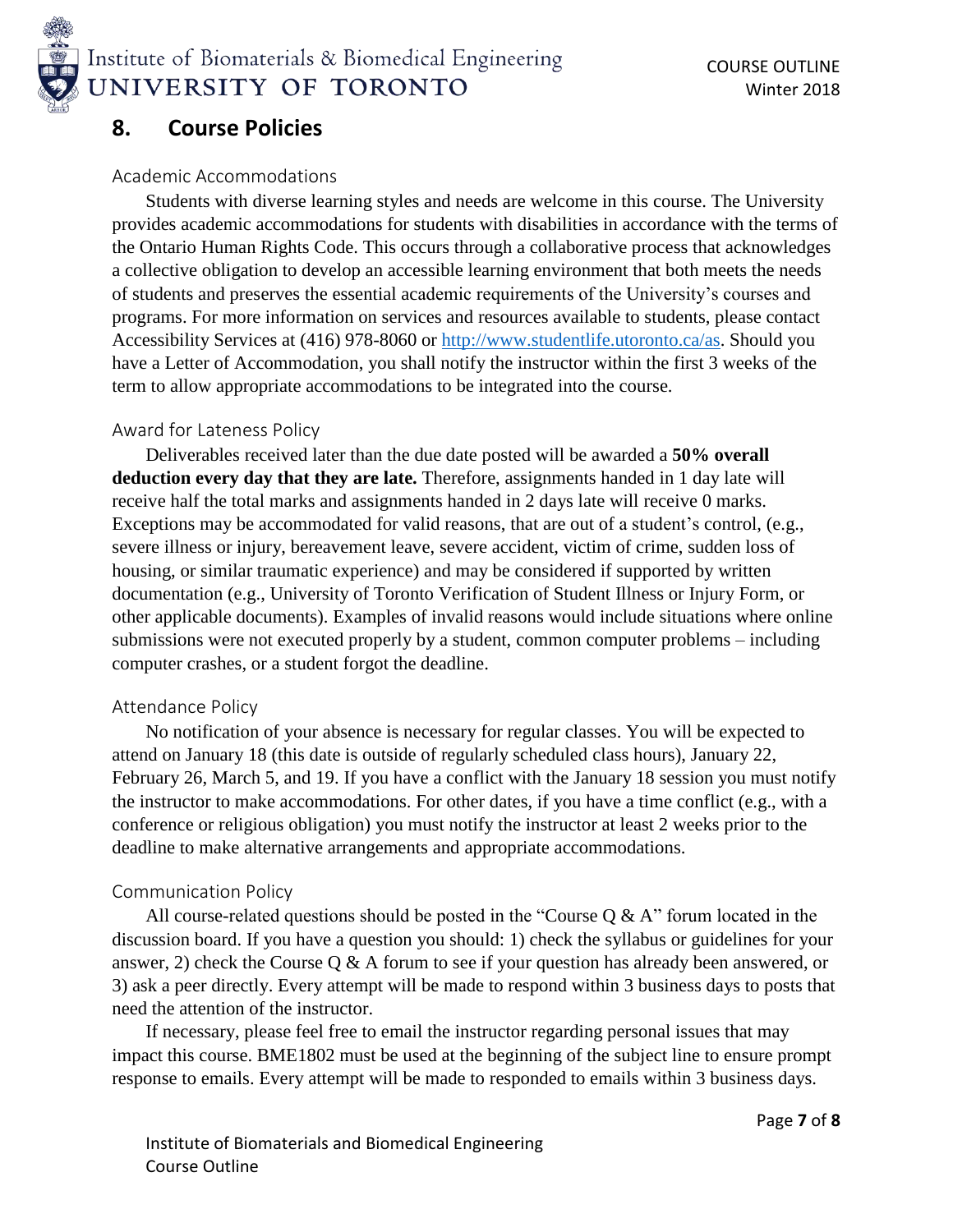## 8. Course Policies

### Academic Accommodations

Students with diverse learning styles and needs are welcome in this course. The University provides academic accommodations for students with disabilities in accordance with the terms of the Ontario Human Rights Code. This occurs through a collaborative process that acknowledges a collective obligation to develop an accessible learning environment that both meets the needs of students and preserves the essential academic requirements of the University's courses and programs. For more information on services and resources available to students, please contact Accessibility Services at (416) 978-8060 or http://www.studentlife.utoronto.ca/as. Should you have a Letter of Accommodation, you shall notify the instructor within the first 3 weeks of the term to allow appropriate accommodations to be integrated into the course.

### Award for Lateness Policy

Deliverables received later than the due date posted will be awarded a **50% overall deduction every day that they are late.** Therefore, assignments handed in 1 day late will receive half the total marks and assignments handed in 2 days late will receive 0 marks. Exceptions may be accommodated for valid reasons, that are out of a student's control, (e.g., severe illness or injury, bereavement leave, severe accident, victim of crime, sudden loss of housing, or similar traumatic experience) and may be considered if supported by written documentation (e.g., University of Toronto Verification of Student Illness or Injury Form, or other applicable documents). Examples of invalid reasons would include situations where online submissions were not executed properly by a student, common computer problems – including computer crashes, or a student forgot the deadline.

### Attendance Policy

No notification of your absence is necessary for regular classes. You will be expected to attend on January 18 (this date is outside of regularly scheduled class hours), January 22, February 26, March 5, and 19. If you have a conflict with the January 18 session you must notify the instructor to make accommodations. For other dates, if you have a time conflict (e.g., with a conference or religious obligation) you must notify the instructor at least 2 weeks prior to the deadline to make alternative arrangements and appropriate accommodations.

### Communication Policy

All course-related questions should be posted in the "Course Q & A" forum located in the discussion board. If you have a question you should: 1) check the syllabus or guidelines for your answer, 2) check the Course Q & A forum to see if your question has already been answered, or 3) ask a peer directly. Every attempt will be made to respond within 3 business days to posts that need the attention of the instructor.

If necessary, please feel free to email the instructor regarding personal issues that may impact this course. BME1802 must be used at the beginning of the subject line to ensure prompt response to emails. Every attempt will be made to responded to emails within 3 business days.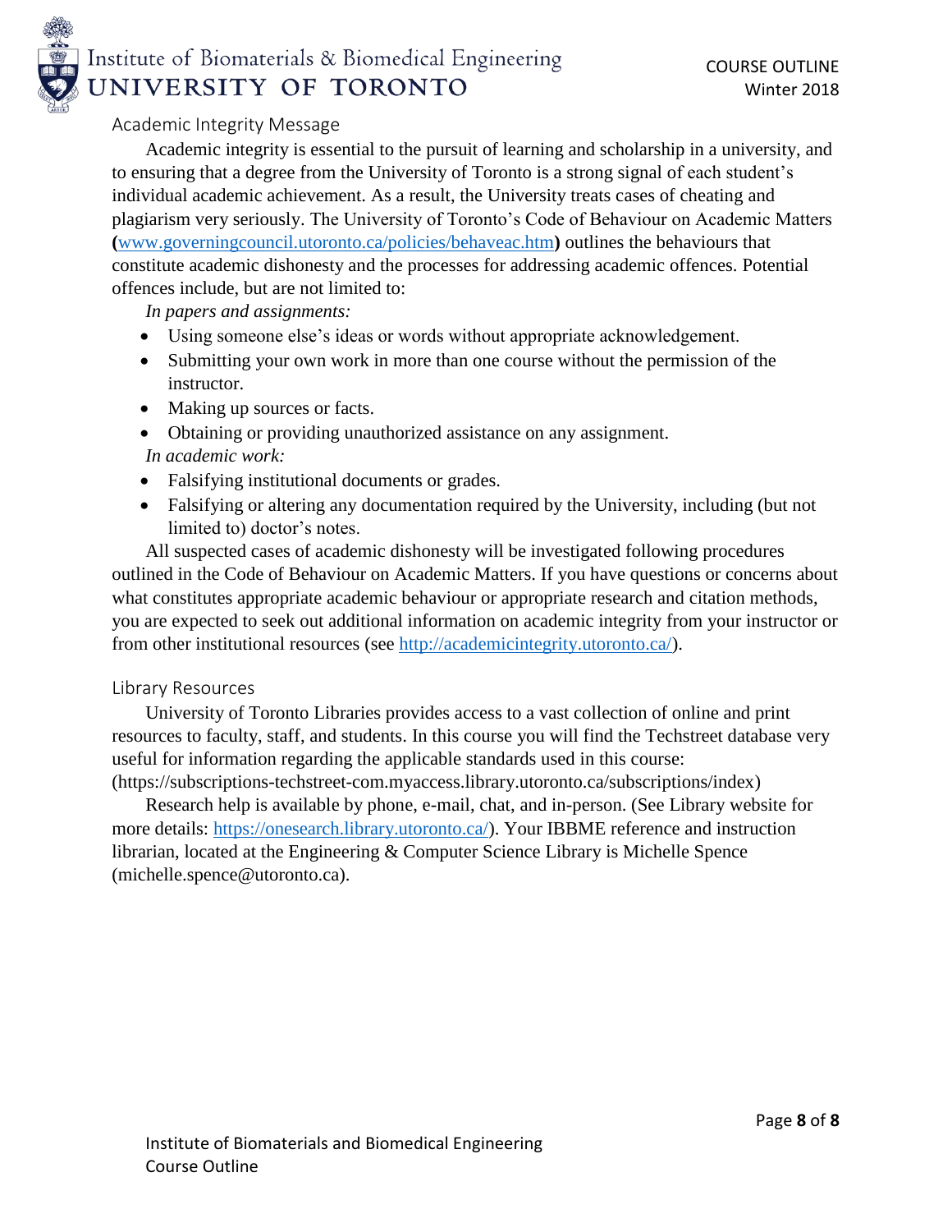## Academic Integrity Message

Academic integrity is essential to the pursuit of learning and scholarship in a university, and to ensuring that a degree from the University of Toronto is a strong signal of each student's individual academic achievement. As a result, the University treats cases of cheating and plagiarism very seriously. The University of Toronto's Code of Behaviour on Academic Matters **(**[www.governingcouncil.utoronto.ca/policies/behaveac.htm](www.governingcouncil.utoronto.ca/policies/behaveac.htm)**)** outlines the behaviours that constitute academic dishonesty and the processes for addressing academic offences. Potential offences include, but are not limited to:

*In papers and assignments:*

- Using someone else's ideas or words without appropriate acknowledgement.
- Submitting your own work in more than one course without the permission of the instructor.
- Making up sources or facts.
- Obtaining or providing unauthorized assistance on any assignment.

*In academic work:*

- Falsifying institutional documents or grades.
- Falsifying or altering any documentation required by the University, including (but not limited to) doctor's notes.

All suspected cases of academic dishonesty will be investigated following procedures outlined in the Code of Behaviour on Academic Matters. If you have questions or concerns about what constitutes appropriate academic behaviour or appropriate research and citation methods, you are expected to seek out additional information on academic integrity from your instructor or from other institutional resources (see [http://academicintegrity.utoronto.ca/](http://academicintegrity.utoronto.ca/)).

## Library Resources

University of Toronto Libraries provides access to a vast collection of online and print resources to faculty, staff, and students. In this course you will find the Techstreet database very useful for information regarding the applicable standards used in this course: (https://subscriptions-techstreet-com.myaccess.library.utoronto.ca/subscriptions/index)

Research help is available by phone, e-mail, chat, and in-person. (See Library website for more details: [https://onesearch.library.utoronto.ca/](https://onesearch.library.utoronto.ca/)). Your IBBME reference and instruction librarian, located at the Engineering & Computer Science Library is Michelle Spence (michelle.spence@utoronto.ca).